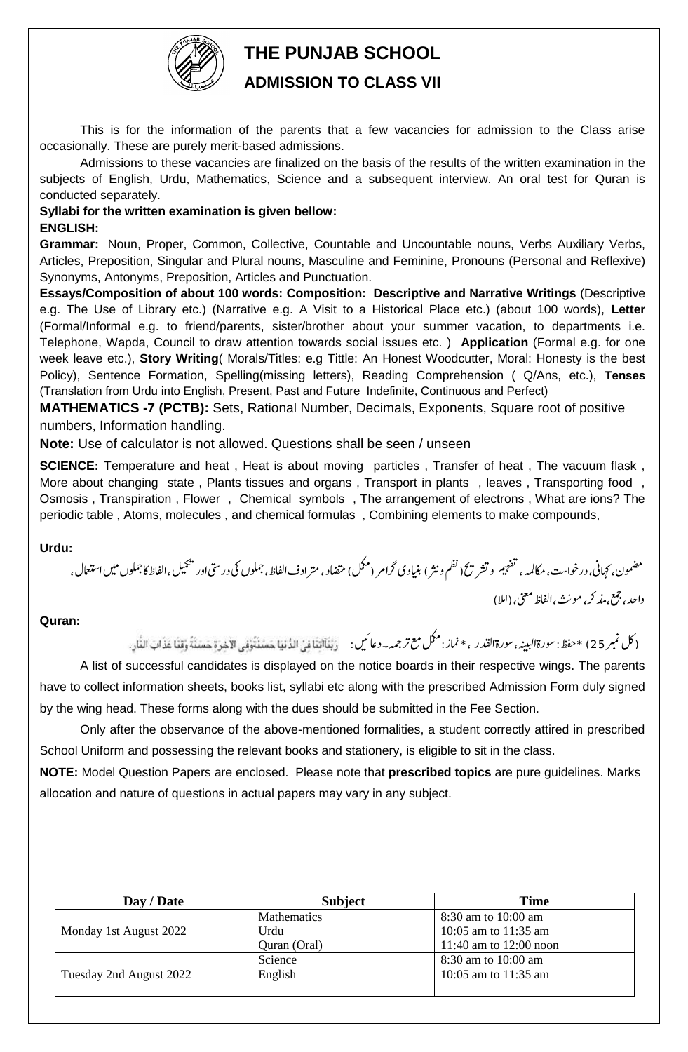# THE PUNJAB SCHOOL

## ADMISSION TO CLASS VII

This is for the information of the parents that a few vacancies for admission to the Class arise occasionally. These are purely merit-based admissions.

Admissions to these vacancies are finalized on the basis of the results of the written examination in the subjects of English, Urdu, Mathematics, Science and a subsequent interview. An oral test for Quran is conducted separately.

**Syllabi for the written examination is given bellow:**

**ENGLISH:**

**Grammar:** Noun, Proper, Common, Collective, Countable and Uncountable nouns, Verbs Auxiliary Verbs, Articles, Preposition, Singular and Plural nouns, Masculine and Feminine, Pronouns (Personal and Reflexive) Synonyms, Antonyms, Preposition, Articles and Punctuation.

**Essays/Composition of about 100 words: Composition: Descriptive and Narrative Writings** (Descriptive e.g. The Use of Library etc.) (Narrative e.g. A Visit to a Historical Place etc.) (about 100 words), **Letter** (Formal/Informal e.g. to friend/parents, sister/brother about your summer vacation, to departments i.e. Telephone, Wapda, Council to draw attention towards social issues etc. ) **Application** (Formal e.g. for one week leave etc.), **Story Writing**( Morals/Titles: e.g Tittle: An Honest Woodcutter, Moral: Honesty is the best Policy), Sentence Formation, Spelling(missing letters), Reading Comprehension ( Q/Ans, etc.), **Tenses** (Translation from Urdu into English, Present, Past and Future Indefinite, Continuous and Perfect)

**MATHEMATICS -7 (PCTB):** Sets, Rational Number, Decimals, Exponents, Square root of positive numbers, Information handling.

**Note:** Use of calculator is not allowed. Questions shall be seen / unseen

**SCIENCE:** Temperature and heat , Heat is about moving particles , Transfer of heat , The vacuum flask , More about changing state , Plants tissues and organs , Transport in plants , leaves , Transporting food , Osmosis , Transpiration , Flower , Chemical symbols , The arrangement of electrons , What are ions? The periodic table , Atoms, molecules , and chemical formulas , Combining elements to make compounds,

**Urdu:**

مضمون، کہانی، درخواست، مکالمہ، تفہیم و تشریح (نظم ونثر) بنیادی گرامر (مکمل) متضاد، مترادف الفاظ، جملوں کی درستی اور تکمیل، الفاظ کا جملوں میں استعمال، واحد، جمع، مذکر، مونث، الفاظ معنی، (املا)

**Quran:**

(کل نمبر 25) *حفظ: سورۃالبینہ، سورۃالقدر ، *نماز: مکمل مع ترجمہ۔ دعائیں: رَبَّنَاآتِنَا فِی الدُّنیَا حَسَنَۃً وَّفِی الآخِرَۃِ حَسَنَۃً وَّقِنَا عَذَابَ النَّارِ۔

A list of successful candidates is displayed on the notice boards in their respective wings. The parents have to collect information sheets, books list, syllabi etc along with the prescribed Admission Form duly signed by the wing head. These forms along with the dues should be submitted in the Fee Section.

Only after the observance of the above-mentioned formalities, a student correctly attired in prescribed School Uniform and possessing the relevant books and stationery, is eligible to sit in the class.

**NOTE:** Model Question Papers are enclosed. Please note that **prescribed topics** are pure guidelines. Marks allocation and nature of questions in actual papers may vary in any subject.

| Day / Date | Subject | Time |
|---|---|---|
| Monday 1st August 2022 | Mathematics | 8:30 am to 10:00 am |
| | Urdu | 10:05 am to 11:35 am |
| | Quran (Oral) | 11:40 am to 12:00 noon |
| Tuesday 2nd August 2022 | Science | 8:30 am to 10:00 am |
| | English | 10:05 am to 11:35 am |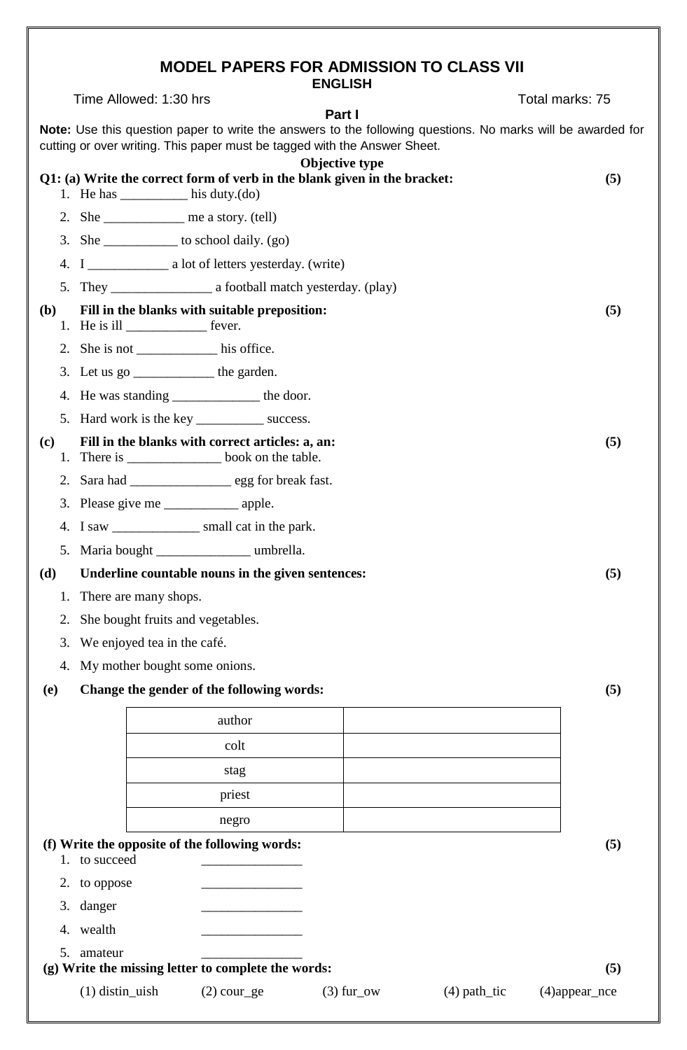# MODEL PAPERS FOR ADMISSION TO CLASS VII

## ENGLISH

Time Allowed: 1:30 hrs                                                                 Total marks: 75

### Part I

**Note:** Use this question paper to write the answers to the following questions. No marks will be awarded for cutting or over writing. This paper must be tagged with the Answer Sheet.

**Objective type**

**Q1: (a) Write the correct form of verb in the blank given in the bracket: (5)**

1. He has __________ his duty.(do)
2. She ____________ me a story. (tell)
3. She ___________ to school daily. (go)
4. I ____________ a lot of letters yesterday. (write)
5. They _______________ a football match yesterday. (play)

**(b) Fill in the blanks with suitable preposition: (5)**

1. He is ill ____________ fever.
2. She is not ____________ his office.
3. Let us go ____________ the garden.
4. He was standing _____________ the door.
5. Hard work is the key __________ success.

**(c) Fill in the blanks with correct articles: a, an: (5)**

1. There is ______________ book on the table.
2. Sara had _______________ egg for break fast.
3. Please give me ___________ apple.
4. I saw _____________ small cat in the park.
5. Maria bought ______________ umbrella.

**(d) Underline countable nouns in the given sentences: (5)**

1. There are many shops.
2. She bought fruits and vegetables.
3. We enjoyed tea in the café.
4. My mother bought some onions.

**(e) Change the gender of the following words: (5)**

| | |
|---|---|
| author | |
| colt | |
| stag | |
| priest | |
| negro | |

**(f) Write the opposite of the following words: (5)**

1. to succeed _______________
2. to oppose _______________
3. danger _______________
4. wealth _______________
5. amateur _______________

**(g) Write the missing letter to complete the words: (5)**

(1) distin_uish (2) cour_ge (3) fur_ow (4) path_tic (4)appear_nce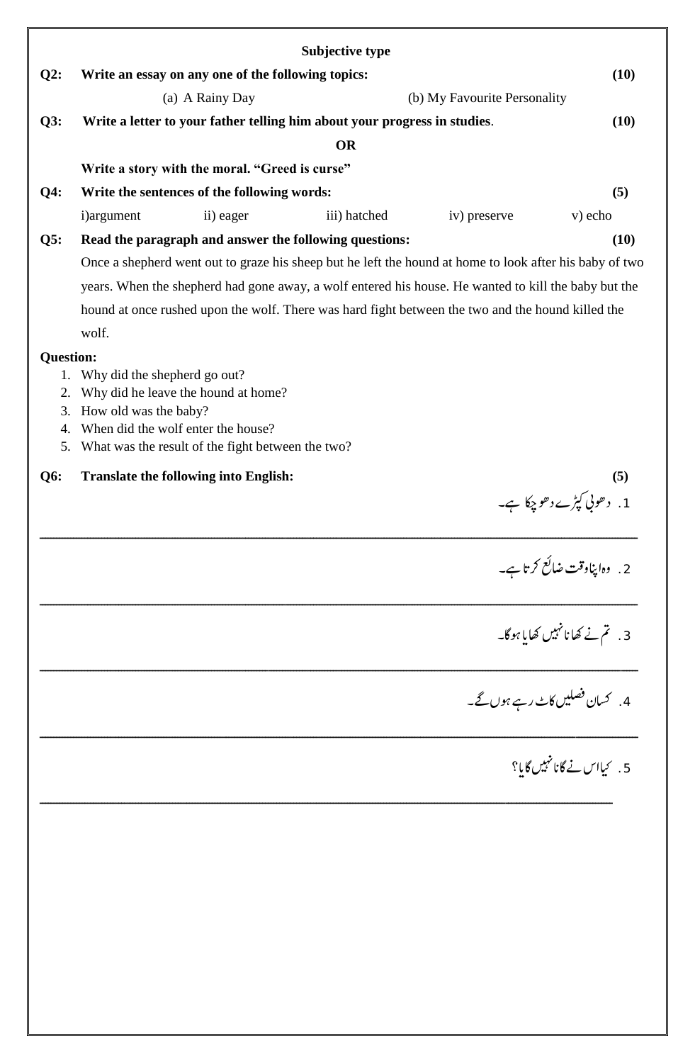## Subjective type

**Q2: Write an essay on any one of the following topics: (10)**

(a) A Rainy Day  (b) My Favourite Personality

**Q3: Write a letter to your father telling him about your progress in studies. (10)**

**OR**

**Write a story with the moral. "Greed is curse"**

**Q4: Write the sentences of the following words: (5)**

i) argument  ii) eager  iii) hatched  iv) preserve  v) echo

**Q5: Read the paragraph and answer the following questions: (10)**

Once a shepherd went out to graze his sheep but he left the hound at home to look after his baby of two years. When the shepherd had gone away, a wolf entered his house. He wanted to kill the baby but the hound at once rushed upon the wolf. There was hard fight between the two and the hound killed the wolf.

**Question:**

1. Why did the shepherd go out?
2. Why did he leave the hound at home?
3. How old was the baby?
4. When did the wolf enter the house?
5. What was the result of the fight between the two?

**Q6: Translate the following into English: (5)**

1. دھوبی کپڑے دھو چکا ہے۔

___

2. وہ اپنا وقت ضائع کرتا ہے۔

___

3. تم نے کھانا نہیں کھایا ہوگا۔

___

4. کسان فصلیں کاٹ رہے ہوں گے۔

___

5. کیا اس نے گانا نہیں گایا؟

___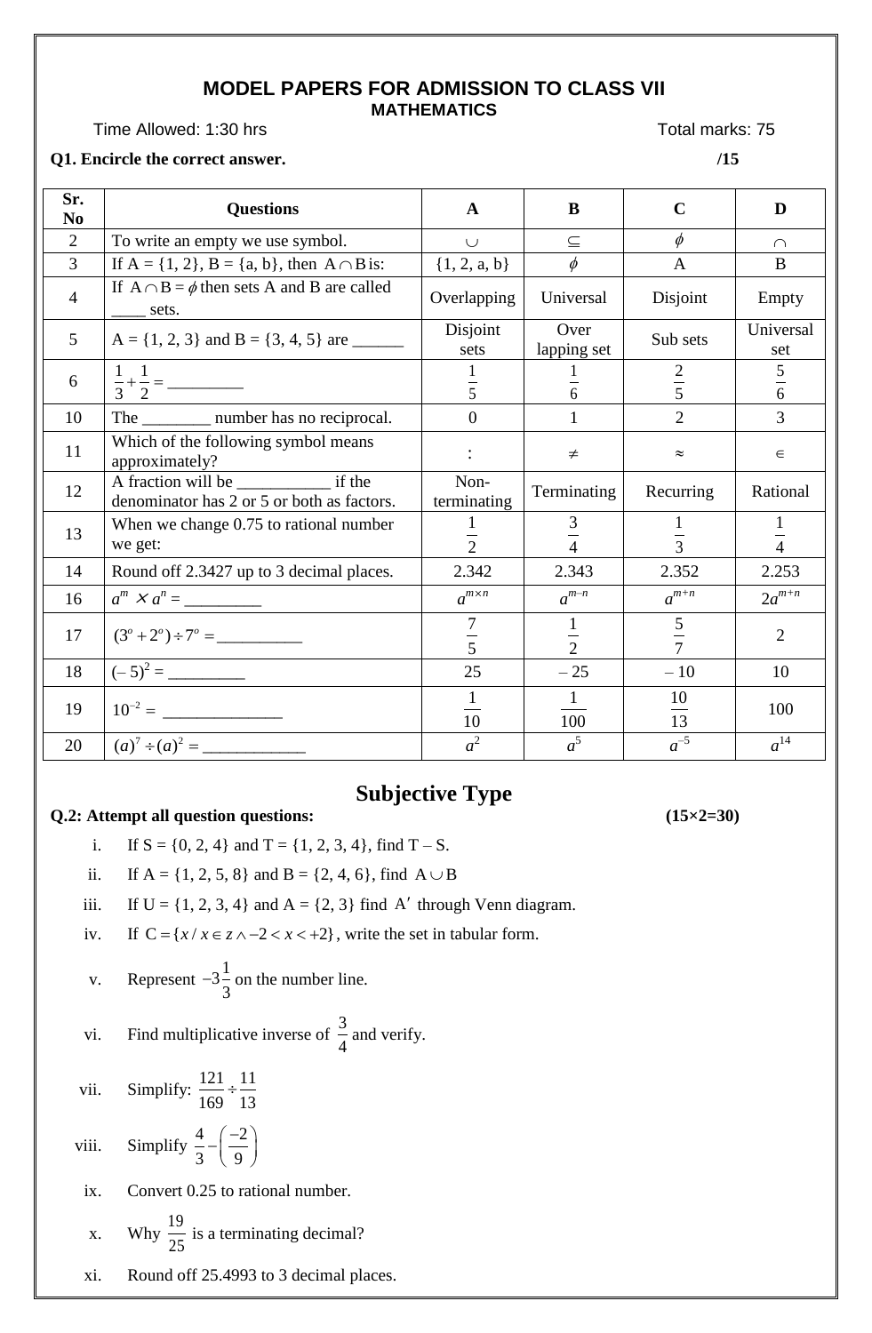## MODEL PAPERS FOR ADMISSION TO CLASS VII

### MATHEMATICS

Time Allowed: 1:30 hrs　　　　　　　　　　　　　　　　　　　　　　　　Total marks: 75

**Q1. Encircle the correct answer.**　　　　　　　　　　　　　　　　　　　　　　**/15**

| Sr. No | Questions | A | B | C | D |
|---|---|---|---|---|---|
| 2 | To write an empty we use symbol. | $\cup$ | $\subseteq$ | $\phi$ | $\cap$ |
| 3 | If A = {1, 2}, B = {a, b}, then $A \cap B$ is: | {1, 2, a, b} | $\phi$ | A | B |
| 4 | If $A \cap B = \phi$ then sets A and B are called ____ sets. | Overlapping | Universal | Disjoint | Empty |
| 5 | A = {1, 2, 3} and B = {3, 4, 5} are ______ | Disjoint sets | Over lapping set | Sub sets | Universal set |
| 6 | $\frac{1}{3}+\frac{1}{2}=$ _________ | $\frac{1}{5}$ | $\frac{1}{6}$ | $\frac{2}{5}$ | $\frac{5}{6}$ |
| 10 | The ________ number has no reciprocal. | 0 | 1 | 2 | 3 |
| 11 | Which of the following symbol means approximately? | : | $\neq$ | $\approx$ | $\in$ |
| 12 | A fraction will be ___________ if the denominator has 2 or 5 or both as factors. | Non-terminating | Terminating | Recurring | Rational |
| 13 | When we change 0.75 to rational number we get: | $\frac{1}{2}$ | $\frac{3}{4}$ | $\frac{1}{3}$ | $\frac{1}{4}$ |
| 14 | Round off 2.3427 up to 3 decimal places. | 2.342 | 2.343 | 2.352 | 2.253 |
| 16 | $a^m \times a^n =$ _________ | $a^{m\times n}$ | $a^{m-n}$ | $a^{m+n}$ | $2a^{m+n}$ |
| 17 | $(3^o + 2^o) \div 7^o =$ __________ | $\frac{7}{5}$ | $\frac{1}{2}$ | $\frac{5}{7}$ | 2 |
| 18 | $(-5)^2 =$ _________ | 25 | – 25 | – 10 | 10 |
| 19 | $10^{-2} =$ ______________ | $\frac{1}{10}$ | $\frac{1}{100}$ | $\frac{10}{13}$ | 100 |
| 20 | $(a)^7 \div (a)^2 =$ ____________ | $a^2$ | $a^5$ | $a^{-5}$ | $a^{14}$ |

## Subjective Type

**Q.2: Attempt all question questions:**　　　　　　　　　　　　　　　　　　　　**(15×2=30)**

i. If S = {0, 2, 4} and T = {1, 2, 3, 4}, find T – S.

ii. If A = {1, 2, 5, 8} and B = {2, 4, 6}, find $A \cup B$

iii. If U = {1, 2, 3, 4} and A = {2, 3} find $A'$ through Venn diagram.

iv. If $C = \{x / x \in z \wedge -2 < x < +2\}$, write the set in tabular form.

v. Represent $-3\frac{1}{3}$ on the number line.

vi. Find multiplicative inverse of $\frac{3}{4}$ and verify.

vii. Simplify: $\frac{121}{169} \div \frac{11}{13}$

viii. Simplify $\frac{4}{3} - \left(\frac{-2}{9}\right)$

ix. Convert 0.25 to rational number.

x. Why $\frac{19}{25}$ is a terminating decimal?

xi. Round off 25.4993 to 3 decimal places.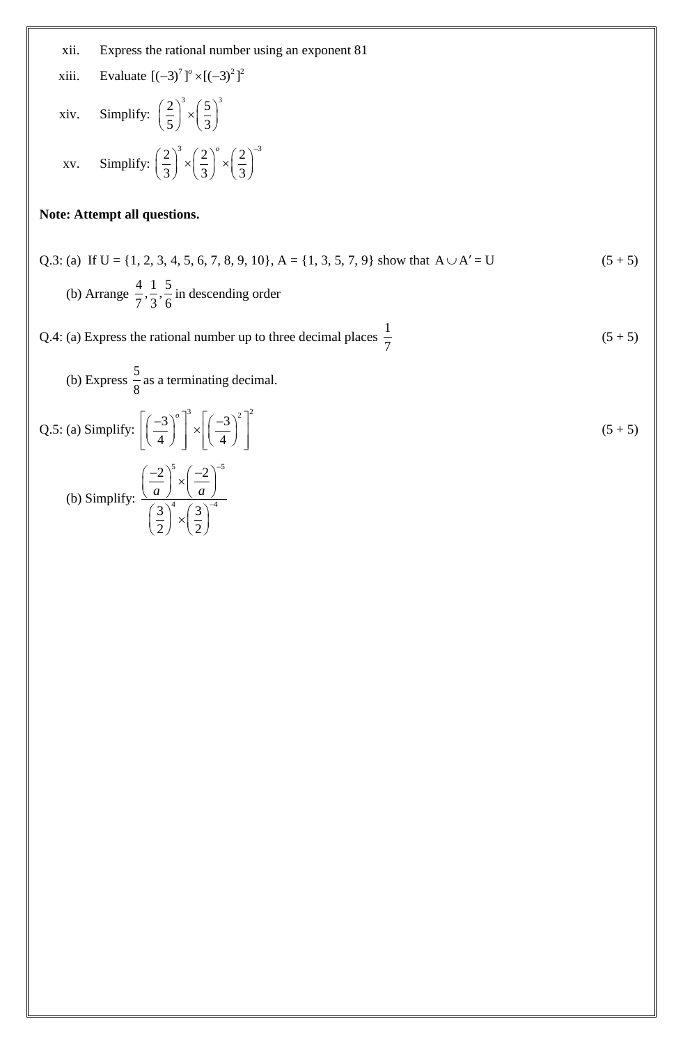xii. Express the rational number using an exponent 81

xiii. Evaluate $[(-3)^7]^o \times [(-3)^2]^2$

xiv. Simplify: $\left(\frac{2}{5}\right)^3 \times \left(\frac{5}{3}\right)^3$

xv. Simplify: $\left(\frac{2}{3}\right)^3 \times \left(\frac{2}{3}\right)^o \times \left(\frac{2}{3}\right)^{-3}$

**Note: Attempt all questions.**

Q.3: (a) If U = {1, 2, 3, 4, 5, 6, 7, 8, 9, 10}, A = {1, 3, 5, 7, 9} show that $A \cup A' = U$ (5 + 5)

(b) Arrange $\frac{4}{7}, \frac{1}{3}, \frac{5}{6}$ in descending order

Q.4: (a) Express the rational number up to three decimal places $\frac{1}{7}$ (5 + 5)

(b) Express $\frac{5}{8}$ as a terminating decimal.

Q.5: (a) Simplify: $\left[\left(\frac{-3}{4}\right)^o\right]^3 \times \left[\left(\frac{-3}{4}\right)^2\right]^2$ (5 + 5)

(b) Simplify: $\dfrac{\left(\frac{-2}{a}\right)^5 \times \left(\frac{-2}{a}\right)^{-5}}{\left(\frac{3}{2}\right)^4 \times \left(\frac{3}{2}\right)^{-4}}$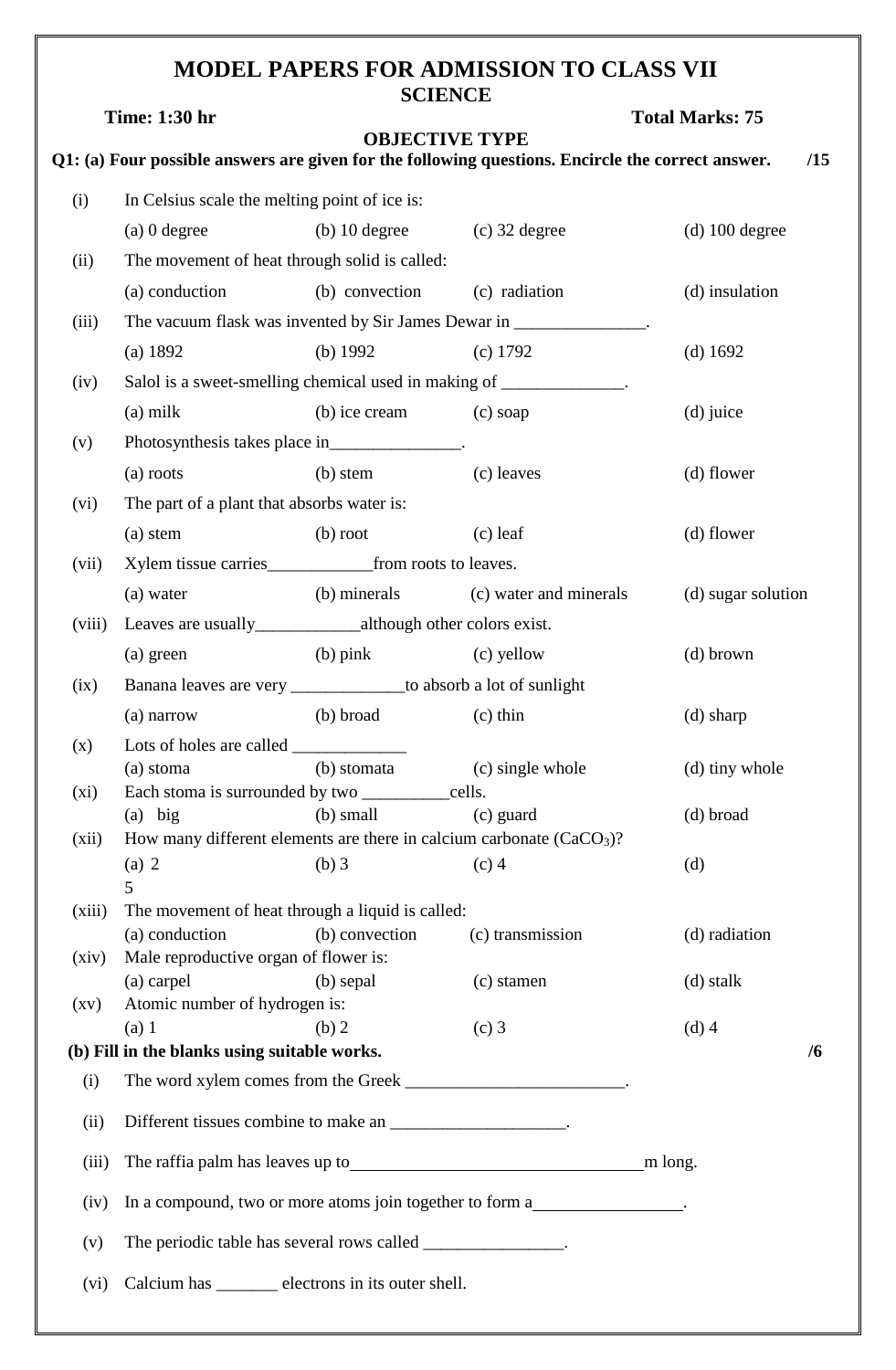# MODEL PAPERS FOR ADMISSION TO CLASS VII

## SCIENCE

**Time: 1:30 hr** **Total Marks: 75**

### OBJECTIVE TYPE

**Q1: (a) Four possible answers are given for the following questions. Encircle the correct answer. /15**

(i) In Celsius scale the melting point of ice is:

(a) 0 degree (b) 10 degree (c) 32 degree (d) 100 degree

(ii) The movement of heat through solid is called:

(a) conduction (b) convection (c) radiation (d) insulation

(iii) The vacuum flask was invented by Sir James Dewar in _______________.

(a) 1892 (b) 1992 (c) 1792 (d) 1692

(iv) Salol is a sweet-smelling chemical used in making of ______________.

(a) milk (b) ice cream (c) soap (d) juice

(v) Photosynthesis takes place in_______________.

(a) roots (b) stem (c) leaves (d) flower

(vi) The part of a plant that absorbs water is:

(a) stem (b) root (c) leaf (d) flower

(vii) Xylem tissue carries____________from roots to leaves.

(a) water (b) minerals (c) water and minerals (d) sugar solution

(viii) Leaves are usually____________although other colors exist.

(a) green (b) pink (c) yellow (d) brown

(ix) Banana leaves are very _____________to absorb a lot of sunlight

(a) narrow (b) broad (c) thin (d) sharp

(x) Lots of holes are called _____________

(a) stoma (b) stomata (c) single whole (d) tiny whole

(xi) Each stoma is surrounded by two __________cells.

(a) big (b) small (c) guard (d) broad

(xii) How many different elements are there in calcium carbonate ($CaCO_3$)?

(a) 2 (b) 3 (c) 4 (d) 5

(xiii) The movement of heat through a liquid is called:

(a) conduction (b) convection (c) transmission (d) radiation

(xiv) Male reproductive organ of flower is:

(a) carpel (b) sepal (c) stamen (d) stalk

(xv) Atomic number of hydrogen is:

(a) 1 (b) 2 (c) 3 (d) 4

**(b) Fill in the blanks using suitable works. /6**

(i) The word xylem comes from the Greek _________________________.

(ii) Different tissues combine to make an ____________________.

(iii) The raffia palm has leaves up to_________________________________m long.

(iv) In a compound, two or more atoms join together to form a_________________.

(v) The periodic table has several rows called ________________.

(vi) Calcium has _______ electrons in its outer shell.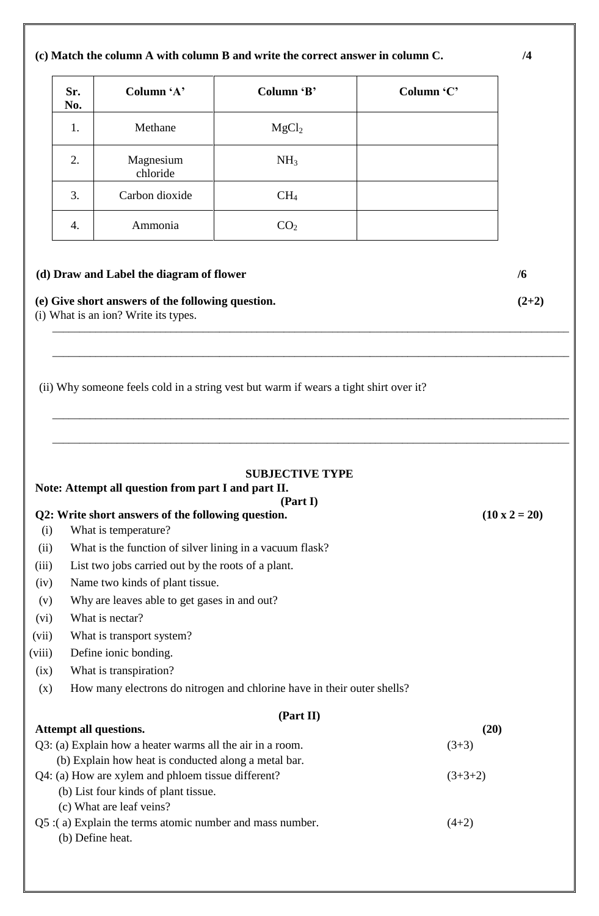**(c) Match the column A with column B and write the correct answer in column C.** **/4**

| Sr. No. | Column 'A' | Column 'B' | Column 'C' |
|---|---|---|---|
| 1. | Methane | $MgCl_2$ | |
| 2. | Magnesium chloride | $NH_3$ | |
| 3. | Carbon dioxide | $CH_4$ | |
| 4. | Ammonia | $CO_2$ | |

**(d) Draw and Label the diagram of flower** **/6**

**(e) Give short answers of the following question.** **(2+2)**

(i) What is an ion? Write its types.

\_\_\_\_\_\_\_\_\_\_\_\_\_\_\_\_\_\_\_\_\_\_\_\_\_\_\_\_\_\_\_\_\_\_\_\_\_\_\_\_\_\_\_\_\_\_\_\_\_\_\_\_\_\_\_\_\_\_\_\_\_\_\_\_\_\_\_\_\_\_\_\_\_\_\_\_\_\_

\_\_\_\_\_\_\_\_\_\_\_\_\_\_\_\_\_\_\_\_\_\_\_\_\_\_\_\_\_\_\_\_\_\_\_\_\_\_\_\_\_\_\_\_\_\_\_\_\_\_\_\_\_\_\_\_\_\_\_\_\_\_\_\_\_\_\_\_\_\_\_\_\_\_\_\_\_\_

(ii) Why someone feels cold in a string vest but warm if wears a tight shirt over it?

\_\_\_\_\_\_\_\_\_\_\_\_\_\_\_\_\_\_\_\_\_\_\_\_\_\_\_\_\_\_\_\_\_\_\_\_\_\_\_\_\_\_\_\_\_\_\_\_\_\_\_\_\_\_\_\_\_\_\_\_\_\_\_\_\_\_\_\_\_\_\_\_\_\_\_\_\_\_

\_\_\_\_\_\_\_\_\_\_\_\_\_\_\_\_\_\_\_\_\_\_\_\_\_\_\_\_\_\_\_\_\_\_\_\_\_\_\_\_\_\_\_\_\_\_\_\_\_\_\_\_\_\_\_\_\_\_\_\_\_\_\_\_\_\_\_\_\_\_\_\_\_\_\_\_\_\_

## SUBJECTIVE TYPE

**Note: Attempt all question from part I and part II.**

### (Part I)

**Q2: Write short answers of the following question.** **(10 x 2 = 20)**

(i) What is temperature?

(ii) What is the function of silver lining in a vacuum flask?

(iii) List two jobs carried out by the roots of a plant.

(iv) Name two kinds of plant tissue.

(v) Why are leaves able to get gases in and out?

(vi) What is nectar?

(vii) What is transport system?

(viii) Define ionic bonding.

(ix) What is transpiration?

(x) How many electrons do nitrogen and chlorine have in their outer shells?

### (Part II)

**Attempt all questions.** **(20)**

Q3: (a) Explain how a heater warms all the air in a room. (3+3)
(b) Explain how heat is conducted along a metal bar.

Q4: (a) How are xylem and phloem tissue different? (3+3+2)
(b) List four kinds of plant tissue.
(c) What are leaf veins?

Q5 :( a) Explain the terms atomic number and mass number. (4+2)
(b) Define heat.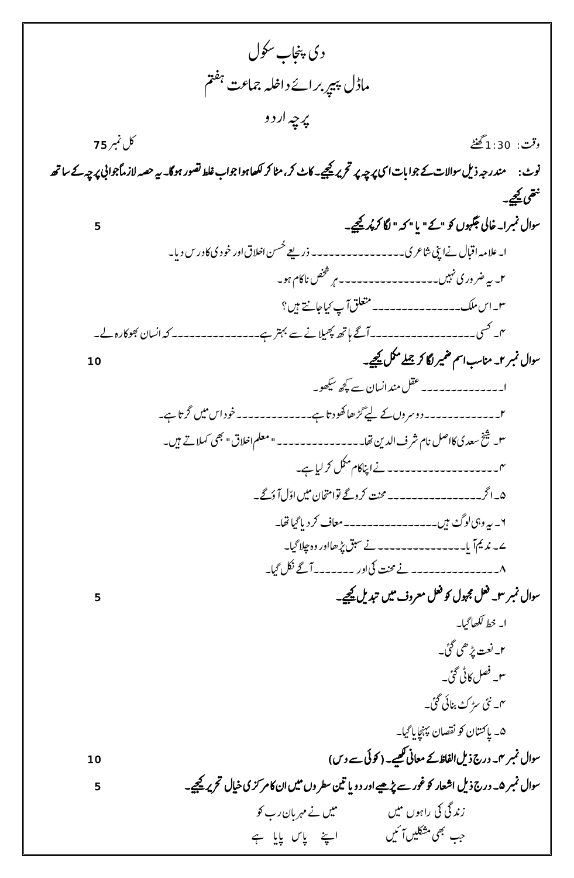# دی پنجاب سکول

## ماڈل پیپر برائے داخلہ جماعت ہفتم

### پرچہ اردو

وقت: 1:30 گھنٹے

کل نمبر 75

**نوٹ: مندرجہ ذیل سوالات کے جوابات اسی پرچہ پر تحریر کیجیے۔ کاٹ کر، مٹا کر لکھا ہوا جواب غلط تصور ہوگا۔ یہ حصہ لازماً جوابی پرچہ کے ساتھ نتھی کیجیے۔**

**سوال نمبر ا۔ خالی جگہوں کو "کے" یا "کہ" لگا کر پُر کیجیے۔** 5

ا۔ علامہ اقبال نے اپنی شاعری--------------- ذریعے حُسن اخلاق اور خودی کا درس دیا۔

۲۔ یہ ضروری نہیں--------------- ہر شخص ناکام ہو۔

۳۔ اس ملک--------------- متعلق آپ کیا جانتے ہیں؟

۴۔ کسی--------------- آگے ہاتھ پھیلانے سے بہتر ہے--------------- کہ انسان بھوکا رہ لے۔

**سوال نمبر ۲۔ مناسب اسم ضمیر لگا کر جملے مکمل کیجیے۔** 10

ا۔------------- عقل مند انسان سے کچھ سیکھو۔

۲۔------------- دوسروں کے لیے گڑھا کھودتا ہے------------- خود اس میں گرتا ہے۔

۳۔ شیخ سعدی کا اصل نام شرف الدین تھا------------- "معلم اخلاق" بھی کہلاتے ہیں۔

۴۔------------- نے اپنا کام مکمل کر لیا ہے۔

۵۔ اگر------------- محنت کرو گے تو امتحان میں اوّل آؤ گے۔

۶۔ یہ وہی لوگ ہیں------------- معاف کر دیا گیا تھا۔

۷۔ ندیم آیا------------- نے سبق پڑھا اور وہ چلا گیا۔

۸۔------------- نے محنت کی اور------------- آگے نکل گیا۔

**سوال نمبر ۳۔ فعل مجہول کو فعل معروف میں تبدیل کیجیے۔** 5

ا۔ خط لکھا گیا۔

۲۔ نعت پڑھی گئی۔

۳۔ فصل کاٹی گئی۔

۴۔ نئی سڑک بنائی گئی۔

۵۔ پاکستان کو نقصان پہنچایا گیا۔

**سوال نمبر ۴۔ درج ذیل الفاظ کے معانی لکھیے۔ (کوئی سے دس)** 10

**سوال نمبر ۵۔ درج ذیل اشعار کو غور سے پڑھیے اور دو یا تین سطروں میں ان کا مرکزی خیال تحریر کیجیے۔** 5

زندگی کی راہوں میں — میں نے مہربان رب کو

جب بھی مشکلیں آئیں — اپنے پاس پایا ہے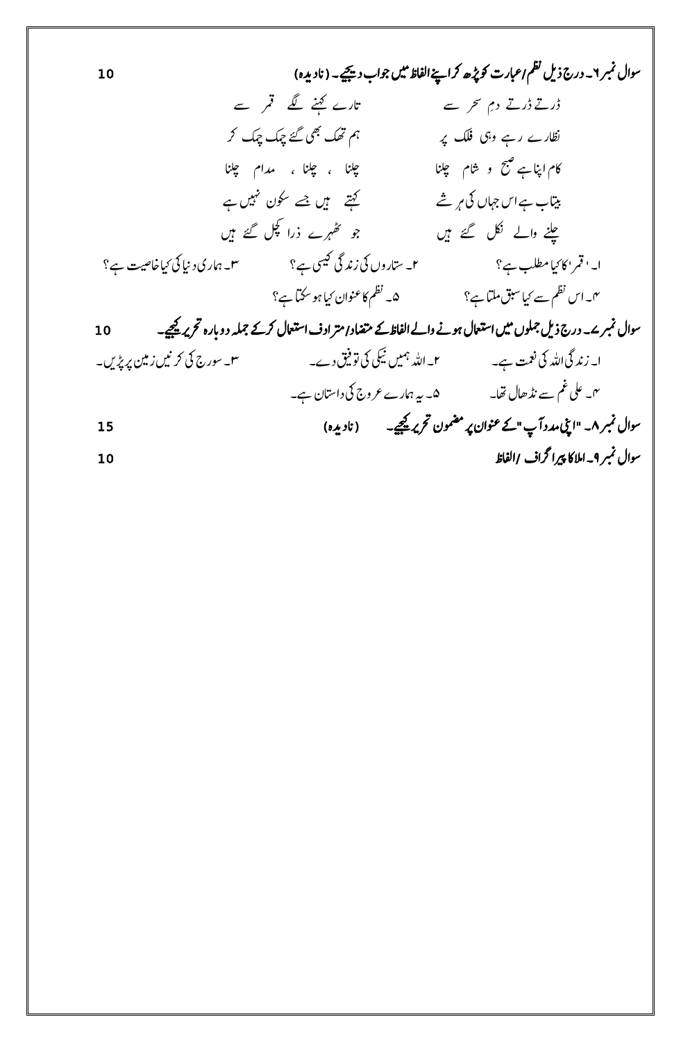**سوال نمبر ۶۔ درج ذیل نظم/عبارت کو پڑھ کر اپنے الفاظ میں جواب دیجیے۔ (نادیدہ)** 10

ڈرتے ڈرتے دمِ سحر سے — تارے کہنے لگے قمر سے

نظارے رہے وہی فلک پر — ہم تھک بھی گئے چمک چمک کر

کام اپنا ہے صبح و شام چلنا — چلنا ، چلنا ، مدام چلنا

بیتاب ہے اس جہاں کی ہر شے — کہتے ہیں جسے سکون نہیں ہے

چلنے والے نکل گئے ہیں — جو ٹھہرے ذرا کچل گئے ہیں

ا۔ 'قمر' کا کیا مطلب ہے؟
۲۔ ستاروں کی زندگی کیسی ہے؟
۳۔ ہماری دنیا کی کیا خاصیت ہے؟
۴۔ اس نظم سے کیا سبق ملتا ہے؟
۵۔ نظم کا عنوان کیا ہو سکتا ہے؟

**سوال نمبر ۷۔ درج ذیل جملوں میں استعمال ہونے والے الفاظ کے متضاد/مترادف استعمال کرکے جملہ دوبارہ تحریر کیجیے۔** 10

ا۔ زندگی اللہ کی نعمت ہے۔
۲۔ اللہ ہمیں نیکی کی توفیق دے۔
۳۔ سورج کی کرنیں زمین پر پڑیں۔
۴۔ علی غم سے نڈھال تھا۔
۵۔ یہ ہمارے عروج کی داستان ہے۔

**سوال نمبر ۸۔ "اپنی مدد آپ" کے عنوان پر مضمون تحریر کیجیے۔ (نادیدہ)** 15

**سوال نمبر ۹۔ املا کا پیراگراف /الفاظ** 10